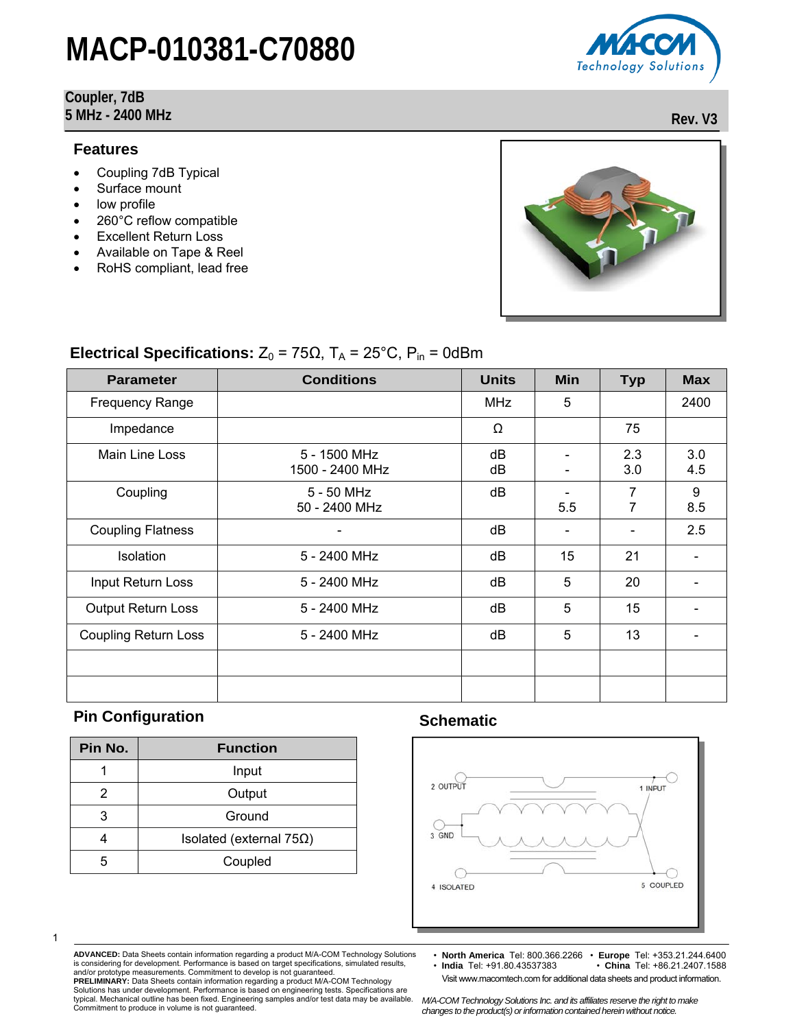# MACP-010381-C70880

**Coupler, 7dB**
**5 MHz - 2400 MHz**

**Rev. V3**

## Features

- Coupling 7dB Typical
- Surface mount
- low profile
- 260°C reflow compatible
- Excellent Return Loss
- Available on Tape & Reel
- RoHS compliant, lead free

## Electrical Specifications: $Z_0$ = 75Ω, $T_A$ = 25°C, $P_{in}$ = 0dBm

| Parameter | Conditions | Units | Min | Typ | Max |
|---|---|---|---|---|---|
| Frequency Range | | MHz | 5 | | 2400 |
| Impedance | | Ω | | 75 | |
| Main Line Loss | 5 - 1500 MHz<br>1500 - 2400 MHz | dB<br>dB | -<br>- | 2.3<br>3.0 | 3.0<br>4.5 |
| Coupling | 5 - 50 MHz<br>50 - 2400 MHz | dB | -<br>5.5 | 7<br>7 | 9<br>8.5 |
| Coupling Flatness | - | dB | - | - | 2.5 |
| Isolation | 5 - 2400 MHz | dB | 15 | 21 | - |
| Input Return Loss | 5 - 2400 MHz | dB | 5 | 20 | - |
| Output Return Loss | 5 - 2400 MHz | dB | 5 | 15 | - |
| Coupling Return Loss | 5 - 2400 MHz | dB | 5 | 13 | - |
| | | | | | |
| | | | | | |

## Pin Configuration

| Pin No. | Function |
|---|---|
| 1 | Input |
| 2 | Output |
| 3 | Ground |
| 4 | Isolated (external 75Ω) |
| 5 | Coupled |

## Schematic

2 OUTPUT 1 INPUT 3 GND 4 ISOLATED 5 COUPLED

**ADVANCED:** Data Sheets contain information regarding a product M/A-COM Technology Solutions is considering for development. Performance is based on target specifications, simulated results, and/or prototype measurements. Commitment to develop is not guaranteed.
**PRELIMINARY:** Data Sheets contain information regarding a product M/A-COM Technology Solutions has under development. Performance is based on engineering tests. Specifications are typical. Mechanical outline has been fixed. Engineering samples and/or test data may be available. Commitment to produce in volume is not guaranteed.

- **North America** Tel: 800.366.2266
- **Europe** Tel: +353.21.244.6400
- **India** Tel: +91.80.43537383
- **China** Tel: +86.21.2407.1588

Visit www.macomtech.com for additional data sheets and product information.

*M/A-COM Technology Solutions Inc. and its affiliates reserve the right to make changes to the product(s) or information contained herein without notice.*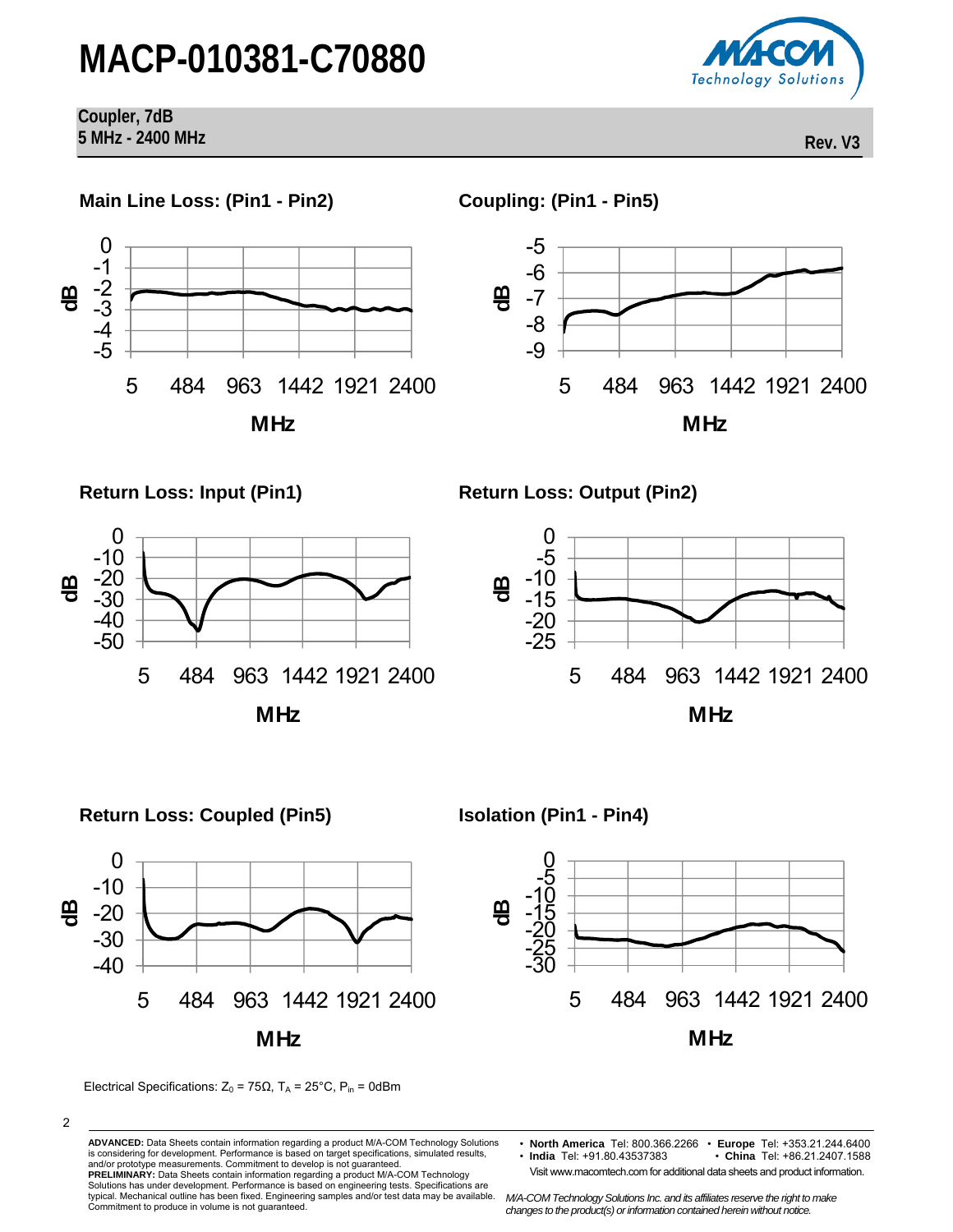## Main Line Loss: (Pin1 - Pin2)

## Coupling: (Pin1 - Pin5)

## Return Loss: Input (Pin1)

## Return Loss: Output (Pin2)

## Return Loss: Coupled (Pin5)

## Isolation (Pin1 - Pin4)

Electrical Specifications: $Z_0 = 75\Omega$, $T_A = 25°C$, $P_{in} = 0dBm$

**ADVANCED:** Data Sheets contain information regarding a product M/A-COM Technology Solutions is considering for development. Performance is based on target specifications, simulated results, and/or prototype measurements. Commitment to develop is not guaranteed.
**PRELIMINARY:** Data Sheets contain information regarding a product M/A-COM Technology Solutions has under development. Performance is based on engineering tests. Specifications are typical. Mechanical outline has been fixed. Engineering samples and/or test data may be available. Commitment to produce in volume is not guaranteed.

- **North America** Tel: 800.366.2266
- **Europe** Tel: +353.21.244.6400
- **India** Tel: +91.80.43537383
- **China** Tel: +86.21.2407.1588

Visit www.macomtech.com for additional data sheets and product information.

*M/A-COM Technology Solutions Inc. and its affiliates reserve the right to make changes to the product(s) or information contained herein without notice.*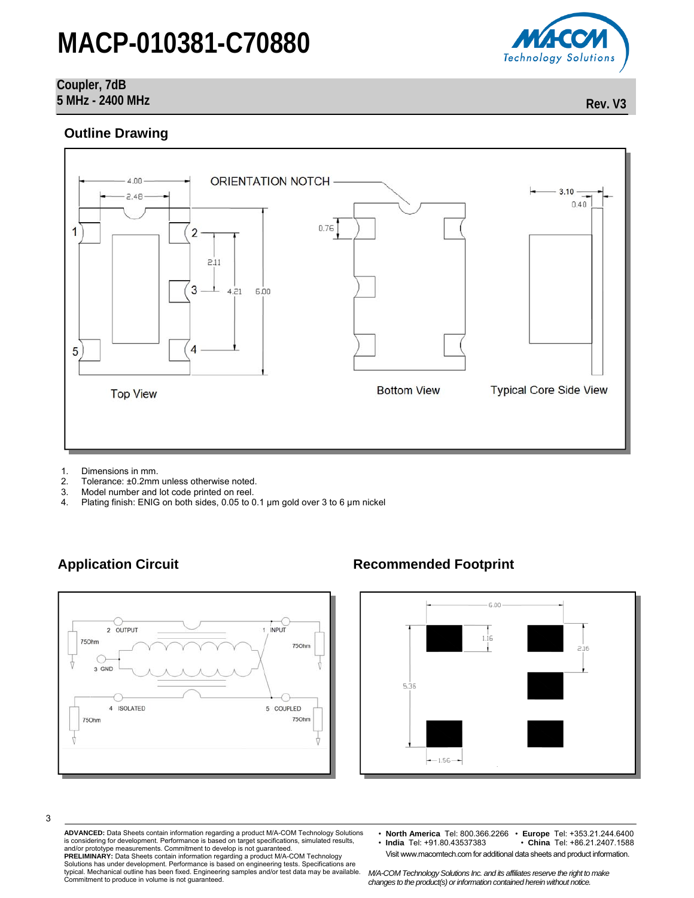# MACP-010381-C70880

**Coupler, 7dB**
**5 MHz - 2400 MHz**

**Rev. V3**

## Outline Drawing

1. Dimensions in mm.
2. Tolerance: ±0.2mm unless otherwise noted.
3. Model number and lot code printed on reel.
4. Plating finish: ENIG on both sides, 0.05 to 0.1 µm gold over 3 to 6 µm nickel

## Application Circuit

## Recommended Footprint

**ADVANCED:** Data Sheets contain information regarding a product M/A-COM Technology Solutions is considering for development. Performance is based on target specifications, simulated results, and/or prototype measurements. Commitment to develop is not guaranteed.
**PRELIMINARY:** Data Sheets contain information regarding a product M/A-COM Technology Solutions has under development. Performance is based on engineering tests. Specifications are typical. Mechanical outline has been fixed. Engineering samples and/or test data may be available. Commitment to produce in volume is not guaranteed.

- **North America** Tel: 800.366.2266 • **Europe** Tel: +353.21.244.6400
- **India** Tel: +91.80.43537383 • **China** Tel: +86.21.2407.1588

Visit www.macomtech.com for additional data sheets and product information.

*M/A-COM Technology Solutions Inc. and its affiliates reserve the right to make changes to the product(s) or information contained herein without notice.*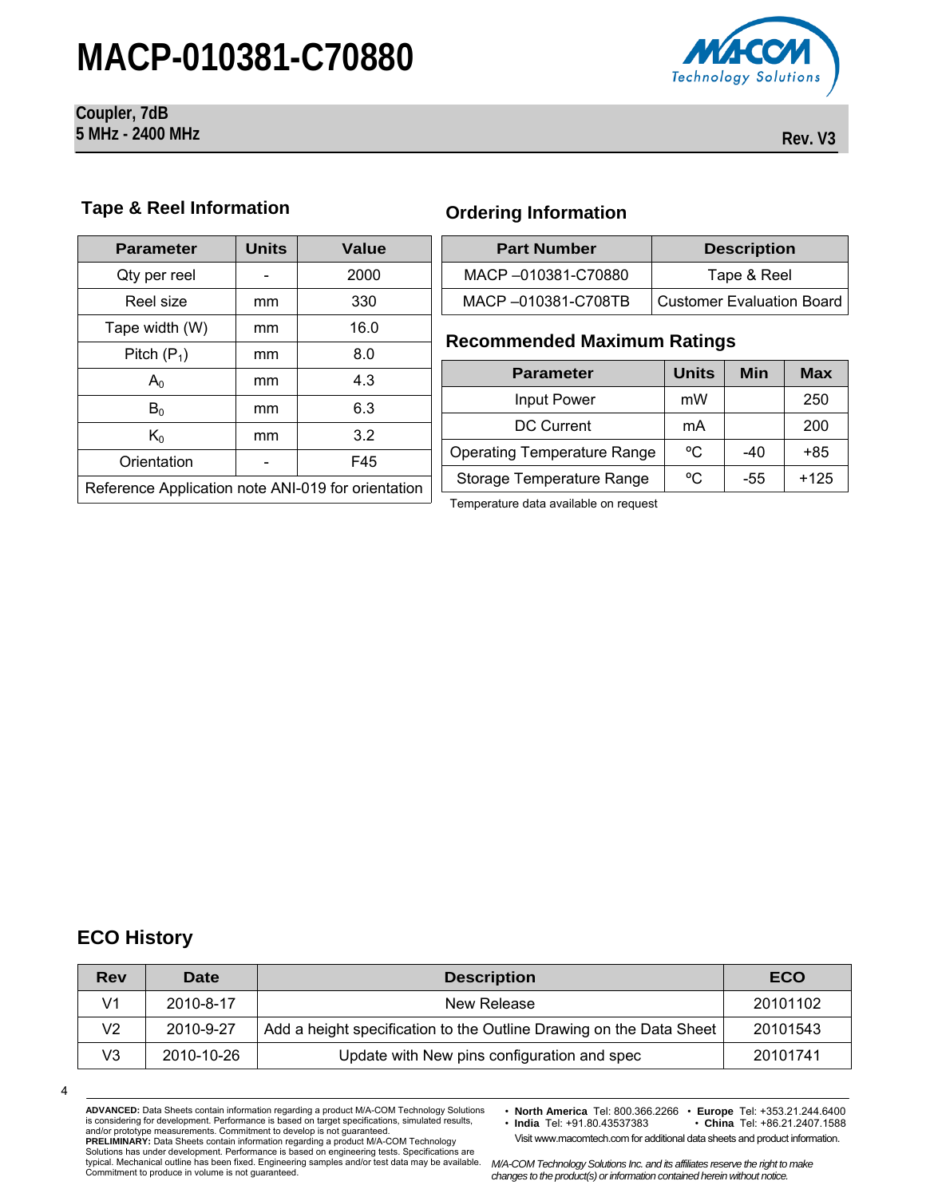## Tape & Reel Information

| Parameter | Units | Value |
| --- | --- | --- |
| Qty per reel | - | 2000 |
| Reel size | mm | 330 |
| Tape width (W) | mm | 16.0 |
| Pitch ($P_1$) | mm | 8.0 |
| $A_0$ | mm | 4.3 |
| $B_0$ | mm | 6.3 |
| $K_0$ | mm | 3.2 |
| Orientation | - | F45 |
| Reference Application note ANI-019 for orientation | | |

## Ordering Information

| Part Number | Description |
| --- | --- |
| MACP –010381-C70880 | Tape & Reel |
| MACP –010381-C708TB | Customer Evaluation Board |

## Recommended Maximum Ratings

| Parameter | Units | Min | Max |
| --- | --- | --- | --- |
| Input Power | mW | | 250 |
| DC Current | mA | | 200 |
| Operating Temperature Range | ºC | -40 | +85 |
| Storage Temperature Range | ºC | -55 | +125 |

Temperature data available on request

## ECO History

| Rev | Date | Description | ECO |
| --- | --- | --- | --- |
| V1 | 2010-8-17 | New Release | 20101102 |
| V2 | 2010-9-27 | Add a height specification to the Outline Drawing on the Data Sheet | 20101543 |
| V3 | 2010-10-26 | Update with New pins configuration and spec | 20101741 |